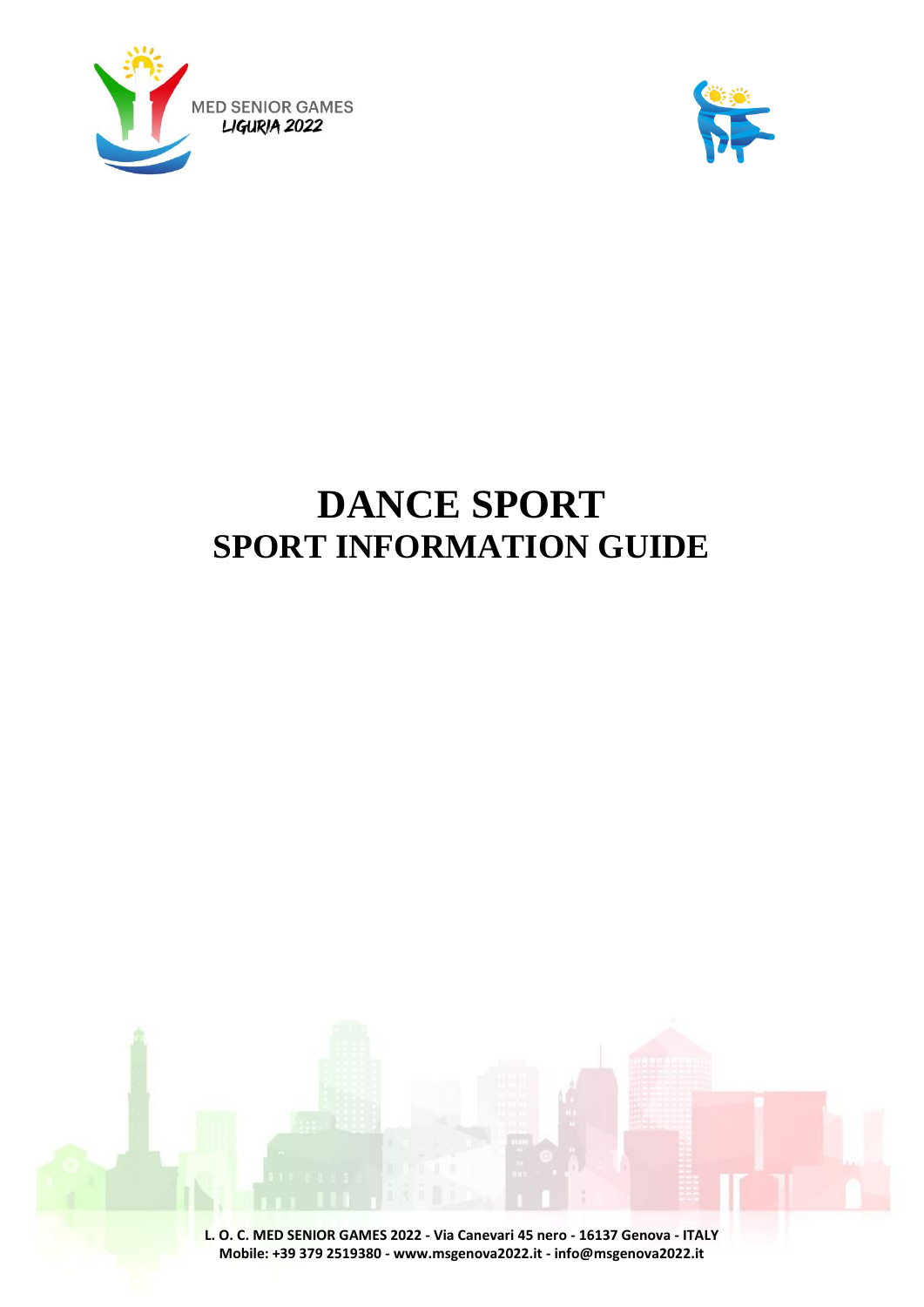MED SENIOR GAMES
LIGURIA 2022

# DANCE SPORT
## SPORT INFORMATION GUIDE

**L. O. C. MED SENIOR GAMES 2022 - Via Canevari 45 nero - 16137 Genova - ITALY**
**Mobile: +39 379 2519380 - www.msgenova2022.it - info@msgenova2022.it**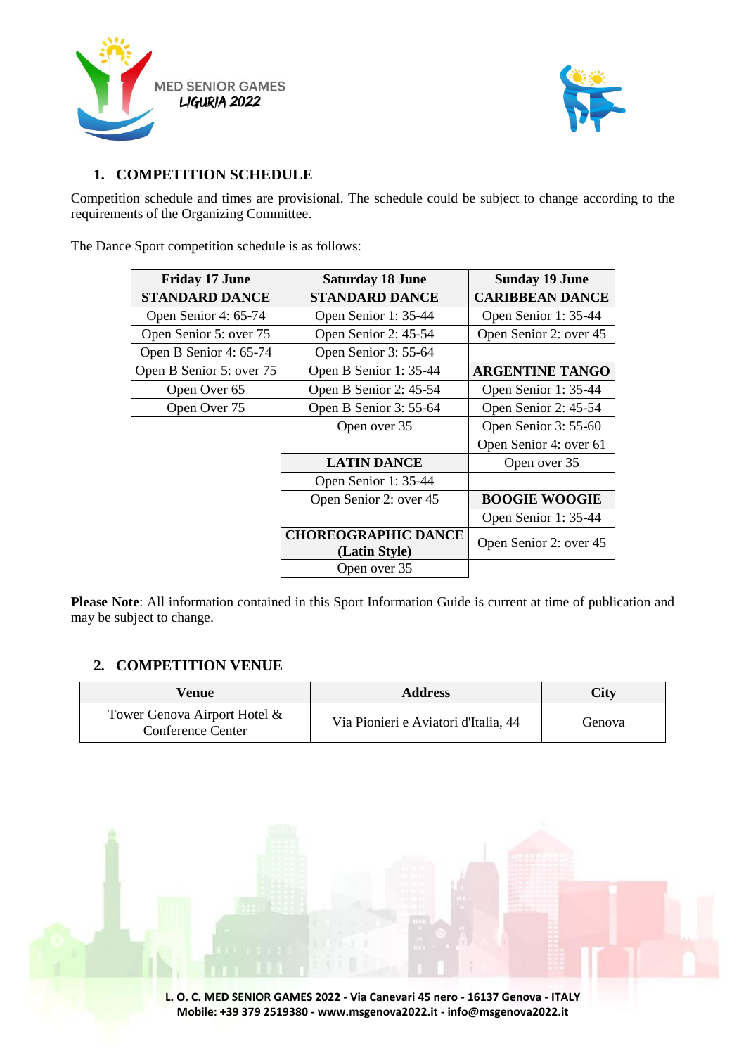## 1. COMPETITION SCHEDULE

Competition schedule and times are provisional. The schedule could be subject to change according to the requirements of the Organizing Committee.

The Dance Sport competition schedule is as follows:

| Friday 17 June | Saturday 18 June | Sunday 19 June |
|---|---|---|
| **STANDARD DANCE** | **STANDARD DANCE** | **CARIBBEAN DANCE** |
| Open Senior 4: 65-74 | Open Senior 1: 35-44 | Open Senior 1: 35-44 |
| Open Senior 5: over 75 | Open Senior 2: 45-54 | Open Senior 2: over 45 |
| Open B Senior 4: 65-74 | Open Senior 3: 55-64 | |
| Open B Senior 5: over 75 | Open B Senior 1: 35-44 | **ARGENTINE TANGO** |
| Open Over 65 | Open B Senior 2: 45-54 | Open Senior 1: 35-44 |
| Open Over 75 | Open B Senior 3: 55-64 | Open Senior 2: 45-54 |
| | Open over 35 | Open Senior 3: 55-60 |
| | | Open Senior 4: over 61 |
| | **LATIN DANCE** | Open over 35 |
| | Open Senior 1: 35-44 | |
| | Open Senior 2: over 45 | **BOOGIE WOOGIE** |
| | | Open Senior 1: 35-44 |
| | **CHOREOGRAPHIC DANCE (Latin Style)** | Open Senior 2: over 45 |
| | Open over 35 | |

**Please Note**: All information contained in this Sport Information Guide is current at time of publication and may be subject to change.

## 2. COMPETITION VENUE

| Venue | Address | City |
|---|---|---|
| Tower Genova Airport Hotel & Conference Center | Via Pionieri e Aviatori d'Italia, 44 | Genova |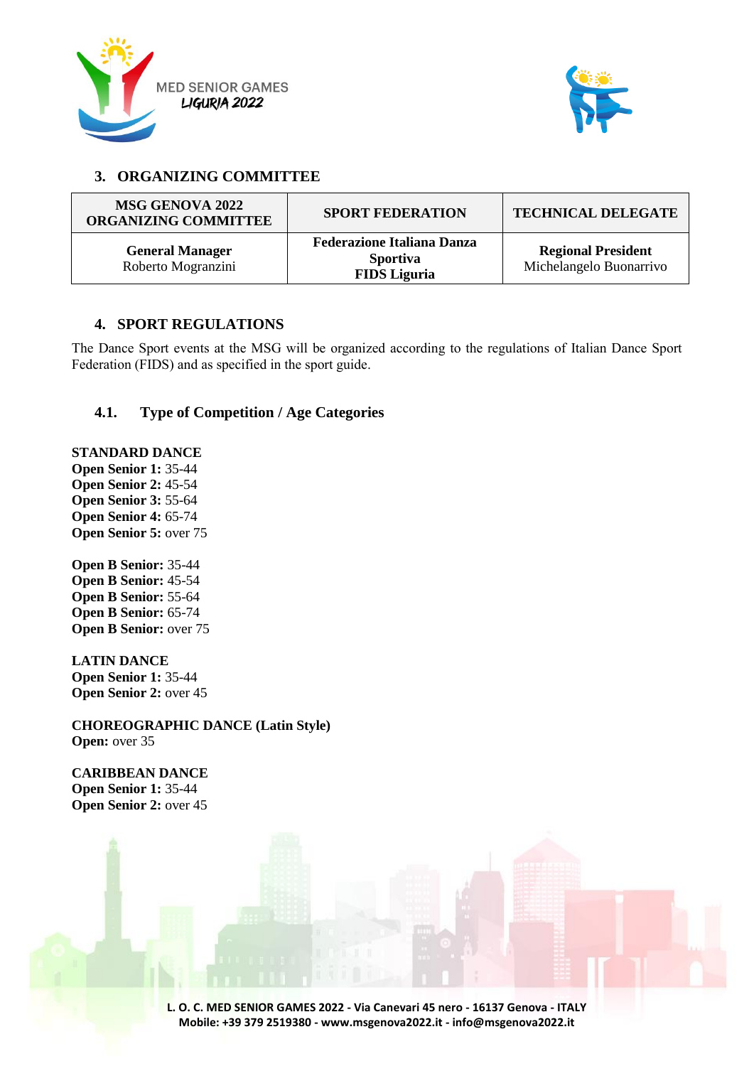## 3. ORGANIZING COMMITTEE

| MSG GENOVA 2022 ORGANIZING COMMITTEE | SPORT FEDERATION | TECHNICAL DELEGATE |
|---|---|---|
| **General Manager** Roberto Mogranzini | **Federazione Italiana Danza Sportiva FIDS Liguria** | **Regional President** Michelangelo Buonarrivo |

## 4. SPORT REGULATIONS

The Dance Sport events at the MSG will be organized according to the regulations of Italian Dance Sport Federation (FIDS) and as specified in the sport guide.

### 4.1. Type of Competition / Age Categories

**STANDARD DANCE**
**Open Senior 1:** 35-44
**Open Senior 2:** 45-54
**Open Senior 3:** 55-64
**Open Senior 4:** 65-74
**Open Senior 5:** over 75

**Open B Senior:** 35-44
**Open B Senior:** 45-54
**Open B Senior:** 55-64
**Open B Senior:** 65-74
**Open B Senior:** over 75

**LATIN DANCE**
**Open Senior 1:** 35-44
**Open Senior 2:** over 45

**CHOREOGRAPHIC DANCE (Latin Style)**
**Open:** over 35

**CARIBBEAN DANCE**
**Open Senior 1:** 35-44
**Open Senior 2:** over 45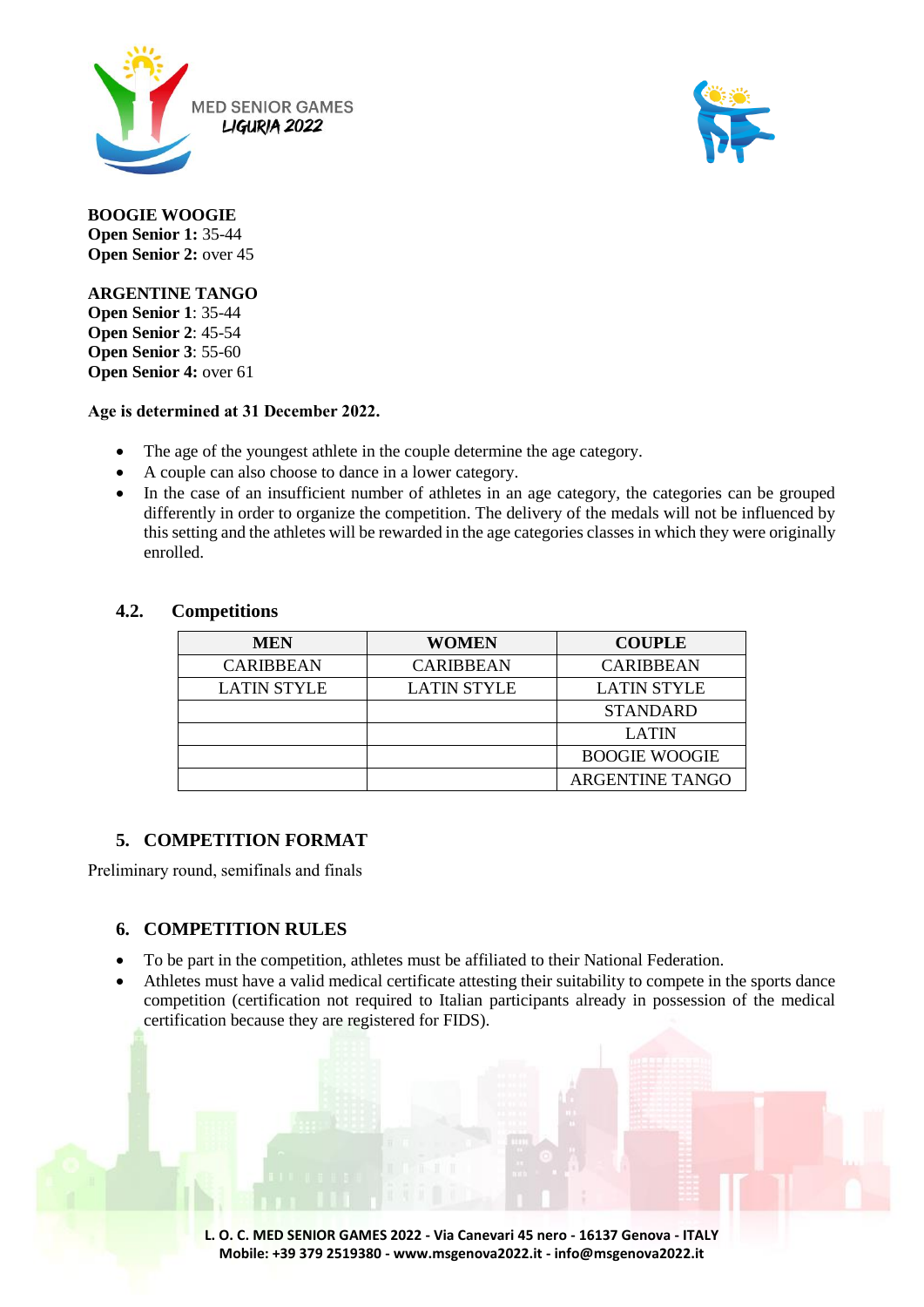**BOOGIE WOOGIE**
**Open Senior 1:** 35-44
**Open Senior 2:** over 45

**ARGENTINE TANGO**
**Open Senior 1**: 35-44
**Open Senior 2**: 45-54
**Open Senior 3**: 55-60
**Open Senior 4:** over 61

**Age is determined at 31 December 2022.**

- The age of the youngest athlete in the couple determine the age category.
- A couple can also choose to dance in a lower category.
- In the case of an insufficient number of athletes in an age category, the categories can be grouped differently in order to organize the competition. The delivery of the medals will not be influenced by this setting and the athletes will be rewarded in the age categories classes in which they were originally enrolled.

### 4.2. Competitions

| MEN | WOMEN | COUPLE |
|---|---|---|
| CARIBBEAN | CARIBBEAN | CARIBBEAN |
| LATIN STYLE | LATIN STYLE | LATIN STYLE |
| | | STANDARD |
| | | LATIN |
| | | BOOGIE WOOGIE |
| | | ARGENTINE TANGO |

## 5. COMPETITION FORMAT

Preliminary round, semifinals and finals

## 6. COMPETITION RULES

- To be part in the competition, athletes must be affiliated to their National Federation.
- Athletes must have a valid medical certificate attesting their suitability to compete in the sports dance competition (certification not required to Italian participants already in possession of the medical certification because they are registered for FIDS).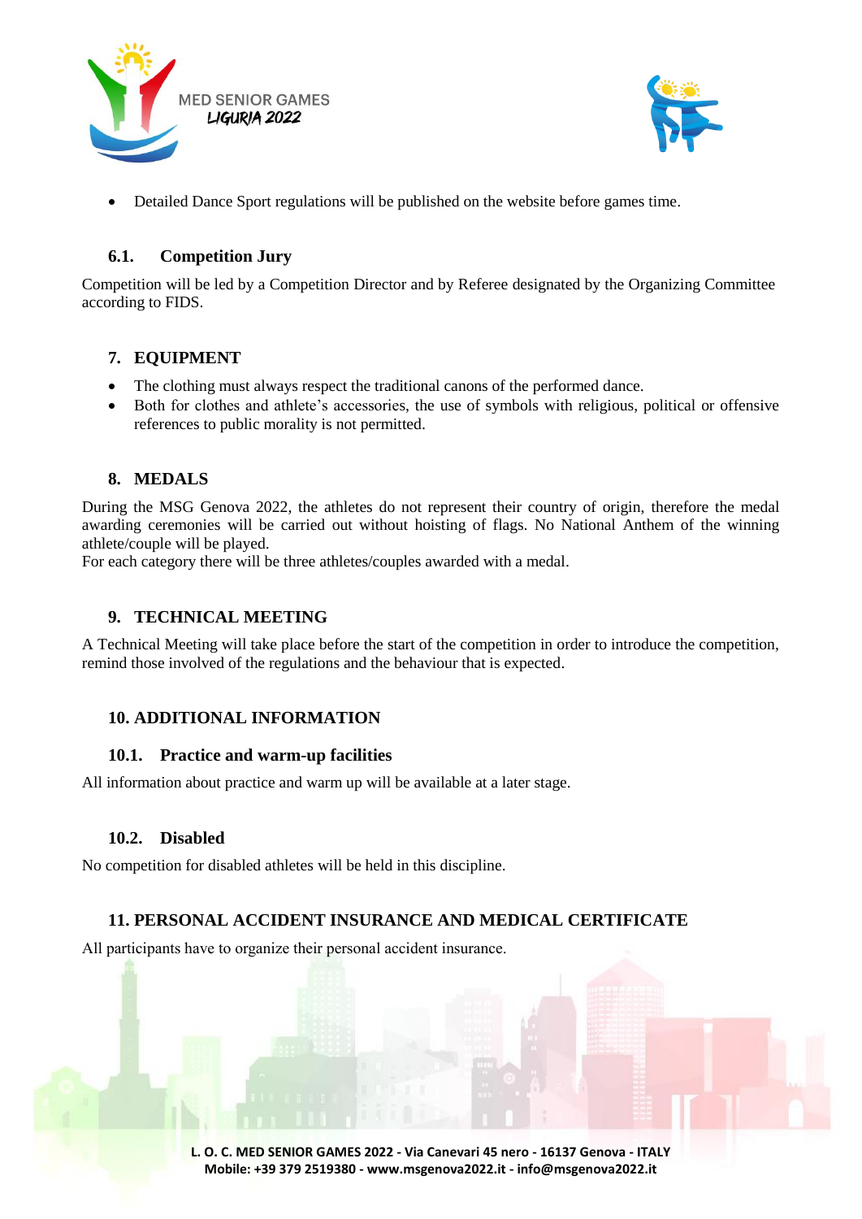- Detailed Dance Sport regulations will be published on the website before games time.

### 6.1. Competition Jury

Competition will be led by a Competition Director and by Referee designated by the Organizing Committee according to FIDS.

## 7. EQUIPMENT

- The clothing must always respect the traditional canons of the performed dance.
- Both for clothes and athlete's accessories, the use of symbols with religious, political or offensive references to public morality is not permitted.

## 8. MEDALS

During the MSG Genova 2022, the athletes do not represent their country of origin, therefore the medal awarding ceremonies will be carried out without hoisting of flags. No National Anthem of the winning athlete/couple will be played.
For each category there will be three athletes/couples awarded with a medal.

## 9. TECHNICAL MEETING

A Technical Meeting will take place before the start of the competition in order to introduce the competition, remind those involved of the regulations and the behaviour that is expected.

## 10. ADDITIONAL INFORMATION

### 10.1. Practice and warm-up facilities

All information about practice and warm up will be available at a later stage.

### 10.2. Disabled

No competition for disabled athletes will be held in this discipline.

## 11. PERSONAL ACCIDENT INSURANCE AND MEDICAL CERTIFICATE

All participants have to organize their personal accident insurance.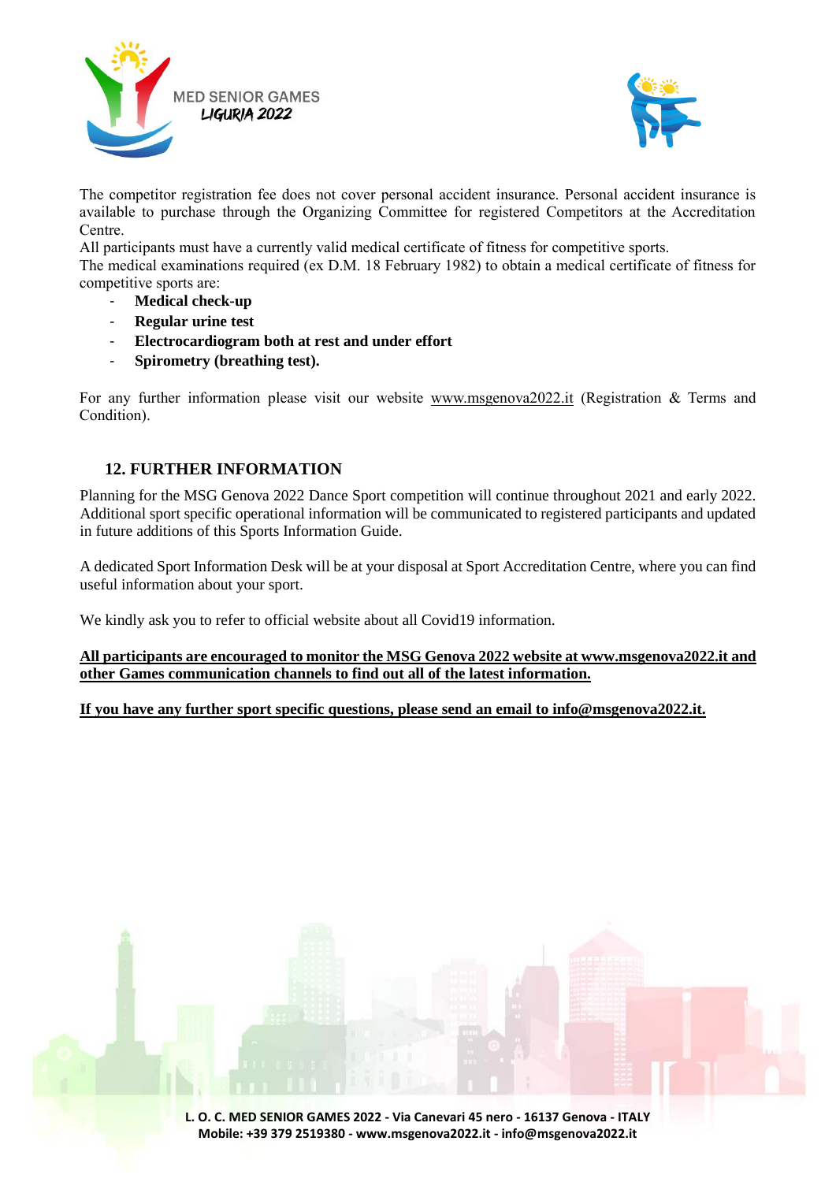The competitor registration fee does not cover personal accident insurance. Personal accident insurance is available to purchase through the Organizing Committee for registered Competitors at the Accreditation Centre.

All participants must have a currently valid medical certificate of fitness for competitive sports.

The medical examinations required (ex D.M. 18 February 1982) to obtain a medical certificate of fitness for competitive sports are:

- **Medical check-up**
- **Regular urine test**
- **Electrocardiogram both at rest and under effort**
- **Spirometry (breathing test).**

For any further information please visit our website www.msgenova2022.it (Registration & Terms and Condition).

## 12. FURTHER INFORMATION

Planning for the MSG Genova 2022 Dance Sport competition will continue throughout 2021 and early 2022. Additional sport specific operational information will be communicated to registered participants and updated in future additions of this Sports Information Guide.

A dedicated Sport Information Desk will be at your disposal at Sport Accreditation Centre, where you can find useful information about your sport.

We kindly ask you to refer to official website about all Covid19 information.

**All participants are encouraged to monitor the MSG Genova 2022 website at www.msgenova2022.it and other Games communication channels to find out all of the latest information.**

**If you have any further sport specific questions, please send an email to info@msgenova2022.it.**